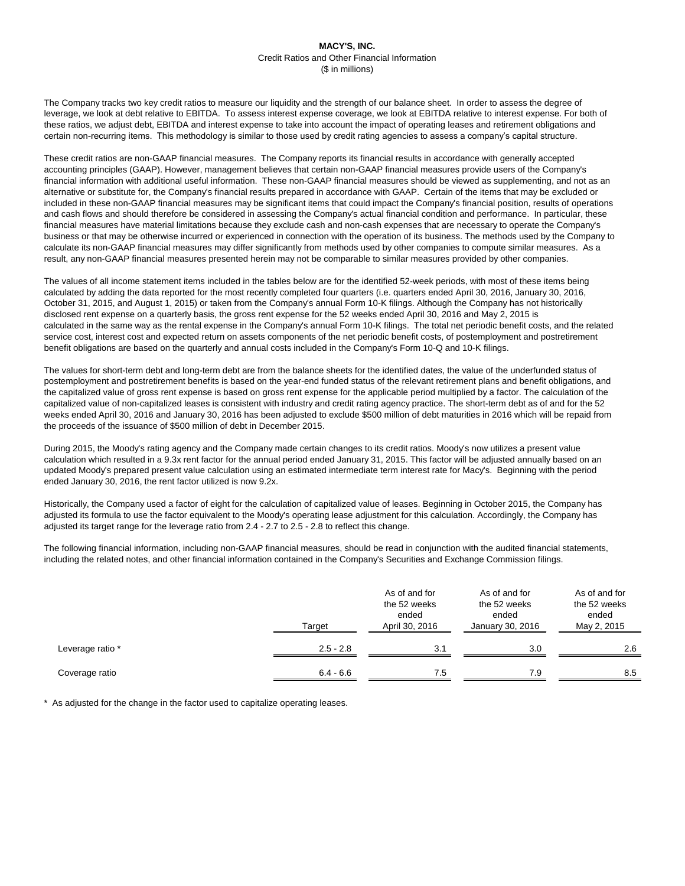# MACY'S, INC.

Credit Ratios and Other Financial Information

($ in millions)

The Company tracks two key credit ratios to measure our liquidity and the strength of our balance sheet. In order to assess the degree of leverage, we look at debt relative to EBITDA. To assess interest expense coverage, we look at EBITDA relative to interest expense. For both of these ratios, we adjust debt, EBITDA and interest expense to take into account the impact of operating leases and retirement obligations and certain non-recurring items. This methodology is similar to those used by credit rating agencies to assess a company's capital structure.

These credit ratios are non-GAAP financial measures. The Company reports its financial results in accordance with generally accepted accounting principles (GAAP). However, management believes that certain non-GAAP financial measures provide users of the Company's financial information with additional useful information. These non-GAAP financial measures should be viewed as supplementing, and not as an alternative or substitute for, the Company's financial results prepared in accordance with GAAP. Certain of the items that may be excluded or included in these non-GAAP financial measures may be significant items that could impact the Company's financial position, results of operations and cash flows and should therefore be considered in assessing the Company's actual financial condition and performance. In particular, these financial measures have material limitations because they exclude cash and non-cash expenses that are necessary to operate the Company's business or that may be otherwise incurred or experienced in connection with the operation of its business. The methods used by the Company to calculate its non-GAAP financial measures may differ significantly from methods used by other companies to compute similar measures. As a result, any non-GAAP financial measures presented herein may not be comparable to similar measures provided by other companies.

The values of all income statement items included in the tables below are for the identified 52-week periods, with most of these items being calculated by adding the data reported for the most recently completed four quarters (i.e. quarters ended April 30, 2016, January 30, 2016, October 31, 2015, and August 1, 2015) or taken from the Company's annual Form 10-K filings. Although the Company has not historically disclosed rent expense on a quarterly basis, the gross rent expense for the 52 weeks ended April 30, 2016 and May 2, 2015 is calculated in the same way as the rental expense in the Company's annual Form 10-K filings. The total net periodic benefit costs, and the related service cost, interest cost and expected return on assets components of the net periodic benefit costs, of postemployment and postretirement benefit obligations are based on the quarterly and annual costs included in the Company's Form 10-Q and 10-K filings.

The values for short-term debt and long-term debt are from the balance sheets for the identified dates, the value of the underfunded status of postemployment and postretirement benefits is based on the year-end funded status of the relevant retirement plans and benefit obligations, and the capitalized value of gross rent expense is based on gross rent expense for the applicable period multiplied by a factor. The calculation of the capitalized value of non-capitalized leases is consistent with industry and credit rating agency practice. The short-term debt as of and for the 52 weeks ended April 30, 2016 and January 30, 2016 has been adjusted to exclude $500 million of debt maturities in 2016 which will be repaid from the proceeds of the issuance of $500 million of debt in December 2015.

During 2015, the Moody's rating agency and the Company made certain changes to its credit ratios. Moody's now utilizes a present value calculation which resulted in a 9.3x rent factor for the annual period ended January 31, 2015. This factor will be adjusted annually based on an updated Moody's prepared present value calculation using an estimated intermediate term interest rate for Macy's. Beginning with the period ended January 30, 2016, the rent factor utilized is now 9.2x.

Historically, the Company used a factor of eight for the calculation of capitalized value of leases. Beginning in October 2015, the Company has adjusted its formula to use the factor equivalent to the Moody's operating lease adjustment for this calculation. Accordingly, the Company has adjusted its target range for the leverage ratio from 2.4 - 2.7 to 2.5 - 2.8 to reflect this change.

The following financial information, including non-GAAP financial measures, should be read in conjunction with the audited financial statements, including the related notes, and other financial information contained in the Company's Securities and Exchange Commission filings.

| | Target | As of and for the 52 weeks ended April 30, 2016 | As of and for the 52 weeks ended January 30, 2016 | As of and for the 52 weeks ended May 2, 2015 |
|---|---|---|---|---|
| Leverage ratio * | 2.5 - 2.8 | 3.1 | 3.0 | 2.6 |
| Coverage ratio | 6.4 - 6.6 | 7.5 | 7.9 | 8.5 |

\* As adjusted for the change in the factor used to capitalize operating leases.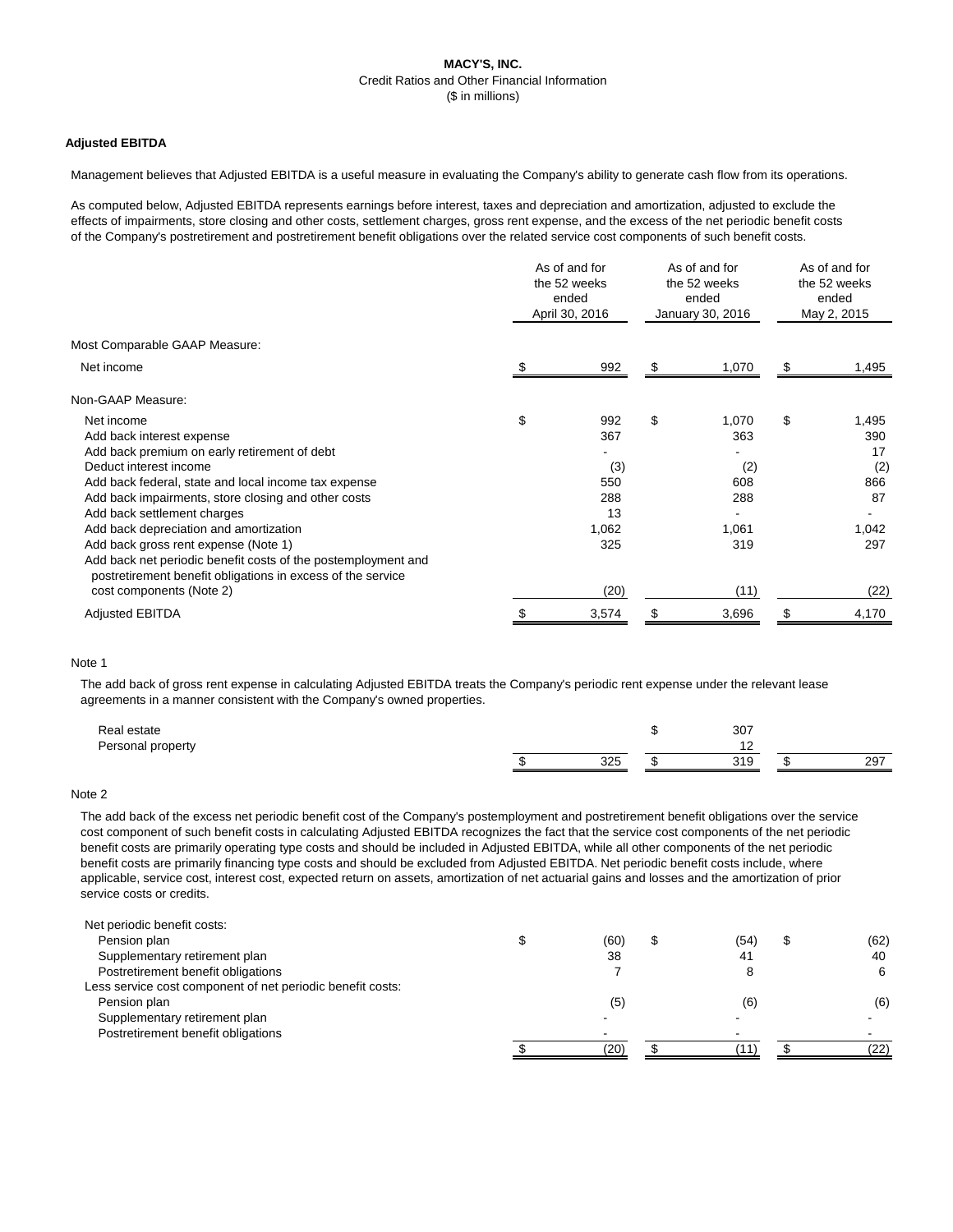**MACY'S, INC.**
Credit Ratios and Other Financial Information
($ in millions)

**Adjusted EBITDA**

Management believes that Adjusted EBITDA is a useful measure in evaluating the Company's ability to generate cash flow from its operations.

As computed below, Adjusted EBITDA represents earnings before interest, taxes and depreciation and amortization, adjusted to exclude the effects of impairments, store closing and other costs, settlement charges, gross rent expense, and the excess of the net periodic benefit costs of the Company's postretirement and postretirement benefit obligations over the related service cost components of such benefit costs.

| | As of and for the 52 weeks ended April 30, 2016 | As of and for the 52 weeks ended January 30, 2016 | As of and for the 52 weeks ended May 2, 2015 |
|---|---|---|---|
| Most Comparable GAAP Measure: | | | |
| Net income | $ 992 | $ 1,070 | $ 1,495 |
| Non-GAAP Measure: | | | |
| Net income | $ 992 | $ 1,070 | $ 1,495 |
| Add back interest expense | 367 | 363 | 390 |
| Add back premium on early retirement of debt | - | - | 17 |
| Deduct interest income | (3) | (2) | (2) |
| Add back federal, state and local income tax expense | 550 | 608 | 866 |
| Add back impairments, store closing and other costs | 288 | 288 | 87 |
| Add back settlement charges | 13 | - | - |
| Add back depreciation and amortization | 1,062 | 1,061 | 1,042 |
| Add back gross rent expense (Note 1) | 325 | 319 | 297 |
| Add back net periodic benefit costs of the postemployment and postretirement benefit obligations in excess of the service cost components (Note 2) | (20) | (11) | (22) |
| Adjusted EBITDA | $ 3,574 | $ 3,696 | $ 4,170 |

Note 1

The add back of gross rent expense in calculating Adjusted EBITDA treats the Company's periodic rent expense under the relevant lease agreements in a manner consistent with the Company's owned properties.

| | | | |
|---|---|---|---|
| Real estate | | $ 307 | |
| Personal property | | 12 | |
| | $ 325 | $ 319 | $ 297 |

Note 2

The add back of the excess net periodic benefit cost of the Company's postemployment and postretirement benefit obligations over the service cost component of such benefit costs in calculating Adjusted EBITDA recognizes the fact that the service cost components of the net periodic benefit costs are primarily operating type costs and should be included in Adjusted EBITDA, while all other components of the net periodic benefit costs are primarily financing type costs and should be excluded from Adjusted EBITDA. Net periodic benefit costs include, where applicable, service cost, interest cost, expected return on assets, amortization of net actuarial gains and losses and the amortization of prior service costs or credits.

| | | | |
|---|---|---|---|
| Net periodic benefit costs: | | | |
| Pension plan | $ (60) | $ (54) | $ (62) |
| Supplementary retirement plan | 38 | 41 | 40 |
| Postretirement benefit obligations | 7 | 8 | 6 |
| Less service cost component of net periodic benefit costs: | | | |
| Pension plan | (5) | (6) | (6) |
| Supplementary retirement plan | - | - | - |
| Postretirement benefit obligations | - | - | - |
| | $ (20) | $ (11) | $ (22) |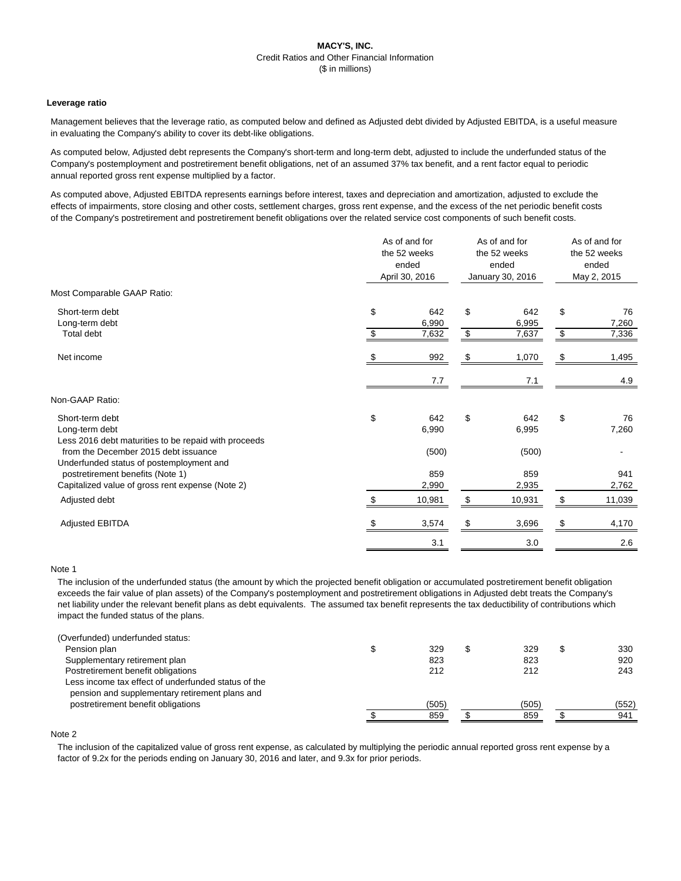# MACY'S, INC.

Credit Ratios and Other Financial Information

($ in millions)

### Leverage ratio

Management believes that the leverage ratio, as computed below and defined as Adjusted debt divided by Adjusted EBITDA, is a useful measure in evaluating the Company's ability to cover its debt-like obligations.

As computed below, Adjusted debt represents the Company's short-term and long-term debt, adjusted to include the underfunded status of the Company's postemployment and postretirement benefit obligations, net of an assumed 37% tax benefit, and a rent factor equal to periodic annual reported gross rent expense multiplied by a factor.

As computed above, Adjusted EBITDA represents earnings before interest, taxes and depreciation and amortization, adjusted to exclude the effects of impairments, store closing and other costs, settlement charges, gross rent expense, and the excess of the net periodic benefit costs of the Company's postretirement and postretirement benefit obligations over the related service cost components of such benefit costs.

| | As of and for the 52 weeks ended April 30, 2016 | As of and for the 52 weeks ended January 30, 2016 | As of and for the 52 weeks ended May 2, 2015 |
|---|---|---|---|
| Most Comparable GAAP Ratio: | | | |
| Short-term debt | $ 642 | $ 642 | $ 76 |
| Long-term debt | 6,990 | 6,995 | 7,260 |
| Total debt | $ 7,632 | $ 7,637 | $ 7,336 |
| Net income | $ 992 | $ 1,070 | $ 1,495 |
| | 7.7 | 7.1 | 4.9 |
| Non-GAAP Ratio: | | | |
| Short-term debt | $ 642 | $ 642 | $ 76 |
| Long-term debt | 6,990 | 6,995 | 7,260 |
| Less 2016 debt maturities to be repaid with proceeds from the December 2015 debt issuance | (500) | (500) | - |
| Underfunded status of postemployment and postretirement benefits (Note 1) | 859 | 859 | 941 |
| Capitalized value of gross rent expense (Note 2) | 2,990 | 2,935 | 2,762 |
| Adjusted debt | $ 10,981 | $ 10,931 | $ 11,039 |
| Adjusted EBITDA | $ 3,574 | $ 3,696 | $ 4,170 |
| | 3.1 | 3.0 | 2.6 |

Note 1

The inclusion of the underfunded status (the amount by which the projected benefit obligation or accumulated postretirement benefit obligation exceeds the fair value of plan assets) of the Company's postemployment and postretirement obligations in Adjusted debt treats the Company's net liability under the relevant benefit plans as debt equivalents. The assumed tax benefit represents the tax deductibility of contributions which impact the funded status of the plans.

| | | | |
|---|---|---|---|
| (Overfunded) underfunded status: | | | |
| Pension plan | $ 329 | $ 329 | $ 330 |
| Supplementary retirement plan | 823 | 823 | 920 |
| Postretirement benefit obligations | 212 | 212 | 243 |
| Less income tax effect of underfunded status of the pension and supplementary retirement plans and postretirement benefit obligations | (505) | (505) | (552) |
| | $ 859 | $ 859 | $ 941 |

Note 2

The inclusion of the capitalized value of gross rent expense, as calculated by multiplying the periodic annual reported gross rent expense by a factor of 9.2x for the periods ending on January 30, 2016 and later, and 9.3x for prior periods.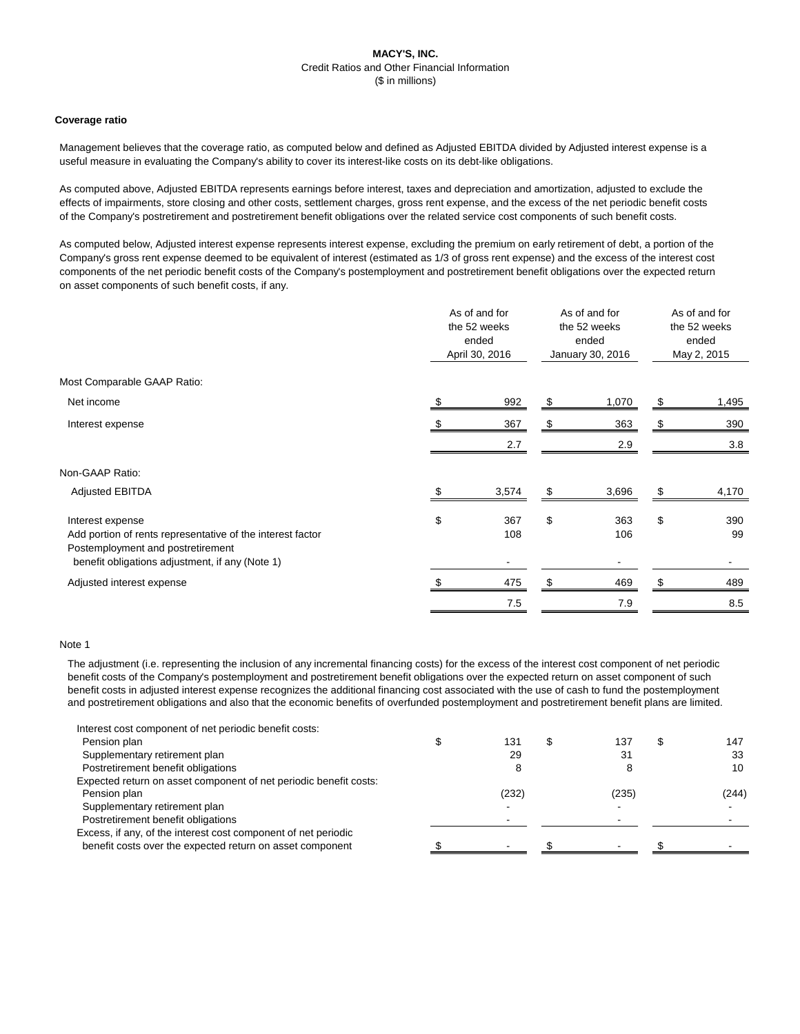**MACY'S, INC.**
Credit Ratios and Other Financial Information
($ in millions)

**Coverage ratio**

Management believes that the coverage ratio, as computed below and defined as Adjusted EBITDA divided by Adjusted interest expense is a useful measure in evaluating the Company's ability to cover its interest-like costs on its debt-like obligations.

As computed above, Adjusted EBITDA represents earnings before interest, taxes and depreciation and amortization, adjusted to exclude the effects of impairments, store closing and other costs, settlement charges, gross rent expense, and the excess of the net periodic benefit costs of the Company's postretirement and postretirement benefit obligations over the related service cost components of such benefit costs.

As computed below, Adjusted interest expense represents interest expense, excluding the premium on early retirement of debt, a portion of the Company's gross rent expense deemed to be equivalent of interest (estimated as 1/3 of gross rent expense) and the excess of the interest cost components of the net periodic benefit costs of the Company's postemployment and postretirement benefit obligations over the expected return on asset components of such benefit costs, if any.

| | As of and for the 52 weeks ended April 30, 2016 | As of and for the 52 weeks ended January 30, 2016 | As of and for the 52 weeks ended May 2, 2015 |
|---|---|---|---|
| Most Comparable GAAP Ratio: | | | |
| Net income | $ 992 | $ 1,070 | $ 1,495 |
| Interest expense | $ 367 | $ 363 | $ 390 |
| | 2.7 | 2.9 | 3.8 |
| Non-GAAP Ratio: | | | |
| Adjusted EBITDA | $ 3,574 | $ 3,696 | $ 4,170 |
| Interest expense | $ 367 | $ 363 | $ 390 |
| Add portion of rents representative of the interest factor | 108 | 106 | 99 |
| Postemployment and postretirement benefit obligations adjustment, if any (Note 1) | - | - | - |
| Adjusted interest expense | $ 475 | $ 469 | $ 489 |
| | 7.5 | 7.9 | 8.5 |

Note 1

The adjustment (i.e. representing the inclusion of any incremental financing costs) for the excess of the interest cost component of net periodic benefit costs of the Company's postemployment and postretirement benefit obligations over the expected return on asset component of such benefit costs in adjusted interest expense recognizes the additional financing cost associated with the use of cash to fund the postemployment and postretirement obligations and also that the economic benefits of overfunded postemployment and postretirement benefit plans are limited.

| | | | |
|---|---|---|---|
| Interest cost component of net periodic benefit costs: | | | |
| Pension plan | $ 131 | $ 137 | $ 147 |
| Supplementary retirement plan | 29 | 31 | 33 |
| Postretirement benefit obligations | 8 | 8 | 10 |
| Expected return on asset component of net periodic benefit costs: | | | |
| Pension plan | (232) | (235) | (244) |
| Supplementary retirement plan | - | - | - |
| Postretirement benefit obligations | - | - | - |
| Excess, if any, of the interest cost component of net periodic benefit costs over the expected return on asset component | $ - | $ - | $ - |